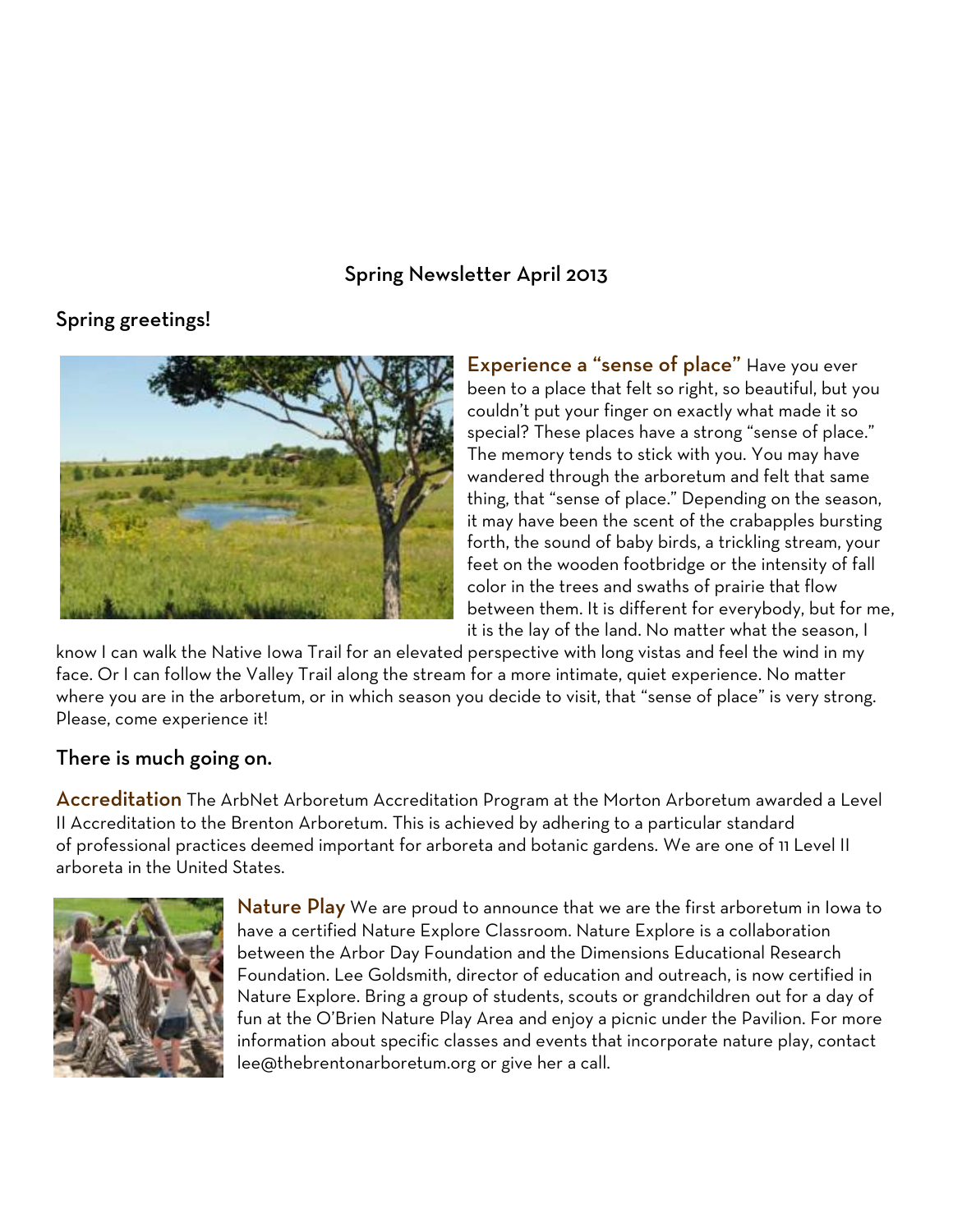## Spring Newsletter April 2013

### Spring greetings!

**Experience a "sense of place"** Have you ever been to a place that felt so right, so beautiful, but you couldn't put your finger on exactly what made it so special? These places have a strong "sense of place." The memory tends to stick with you. You may have wandered through the arboretum and felt that same thing, that "sense of place." Depending on the season, it may have been the scent of the crabapples bursting forth, the sound of baby birds, a trickling stream, your feet on the wooden footbridge or the intensity of fall color in the trees and swaths of prairie that flow between them. It is different for everybody, but for me, it is the lay of the land. No matter what the season, I know I can walk the Native Iowa Trail for an elevated perspective with long vistas and feel the wind in my face. Or I can follow the Valley Trail along the stream for a more intimate, quiet experience. No matter where you are in the arboretum, or in which season you decide to visit, that "sense of place" is very strong. Please, come experience it!

### There is much going on.

**Accreditation** The ArbNet Arboretum Accreditation Program at the Morton Arboretum awarded a Level II Accreditation to the Brenton Arboretum. This is achieved by adhering to a particular standard of professional practices deemed important for arboreta and botanic gardens. We are one of 11 Level II arboreta in the United States.

**Nature Play** We are proud to announce that we are the first arboretum in Iowa to have a certified Nature Explore Classroom. Nature Explore is a collaboration between the Arbor Day Foundation and the Dimensions Educational Research Foundation. Lee Goldsmith, director of education and outreach, is now certified in Nature Explore. Bring a group of students, scouts or grandchildren out for a day of fun at the O'Brien Nature Play Area and enjoy a picnic under the Pavilion. For more information about specific classes and events that incorporate nature play, contact lee@thebrentonarboretum.org or give her a call.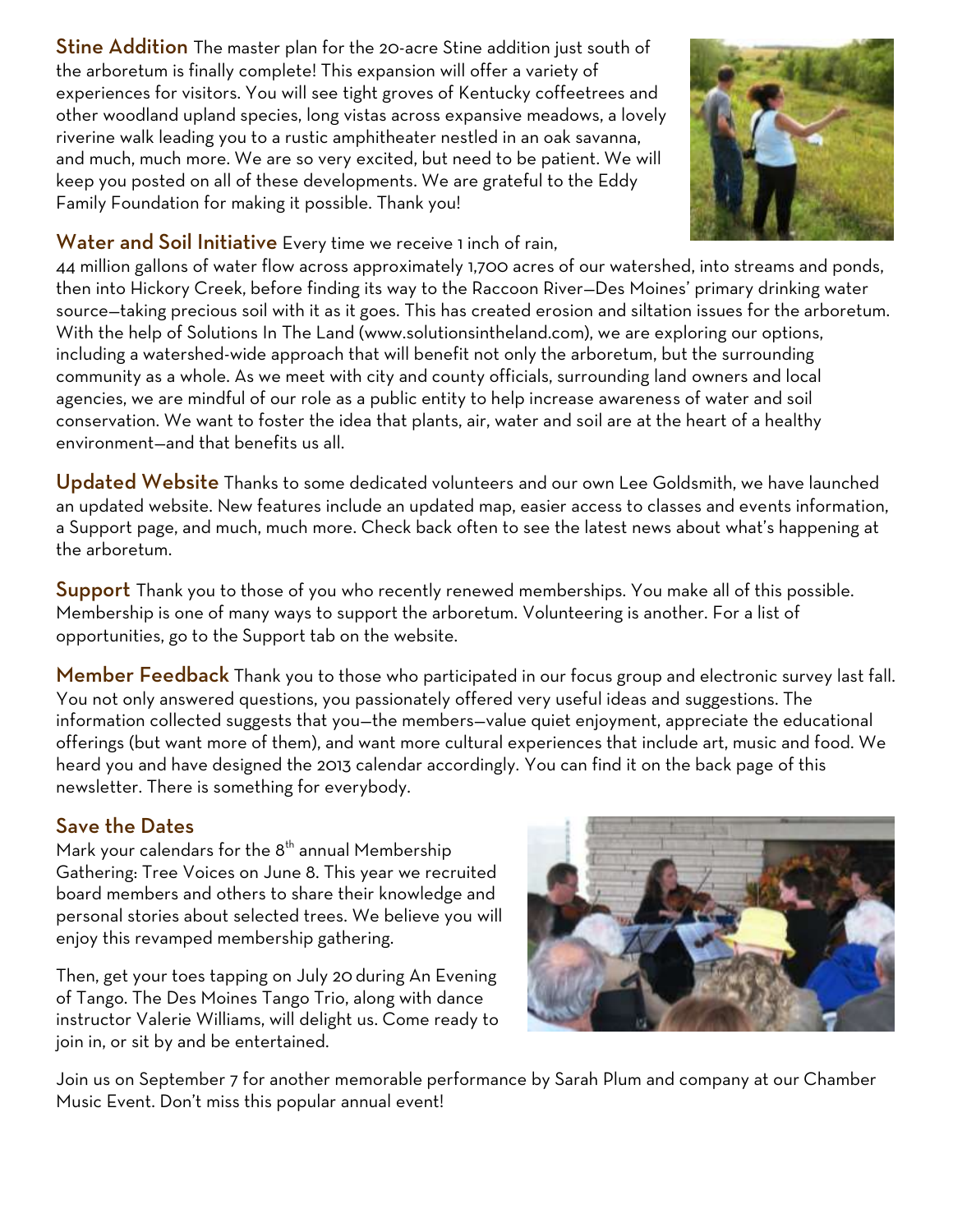**Stine Addition** The master plan for the 20-acre Stine addition just south of the arboretum is finally complete! This expansion will offer a variety of experiences for visitors. You will see tight groves of Kentucky coffeetrees and other woodland upland species, long vistas across expansive meadows, a lovely riverine walk leading you to a rustic amphitheater nestled in an oak savanna, and much, much more. We are so very excited, but need to be patient. We will keep you posted on all of these developments. We are grateful to the Eddy Family Foundation for making it possible. Thank you!

**Water and Soil Initiative** Every time we receive 1 inch of rain, 44 million gallons of water flow across approximately 1,700 acres of our watershed, into streams and ponds, then into Hickory Creek, before finding its way to the Raccoon River—Des Moines' primary drinking water source—taking precious soil with it as it goes. This has created erosion and siltation issues for the arboretum. With the help of Solutions In The Land (www.solutionsintheland.com), we are exploring our options, including a watershed-wide approach that will benefit not only the arboretum, but the surrounding community as a whole. As we meet with city and county officials, surrounding land owners and local agencies, we are mindful of our role as a public entity to help increase awareness of water and soil conservation. We want to foster the idea that plants, air, water and soil are at the heart of a healthy environment—and that benefits us all.

**Updated Website** Thanks to some dedicated volunteers and our own Lee Goldsmith, we have launched an updated website. New features include an updated map, easier access to classes and events information, a Support page, and much, much more. Check back often to see the latest news about what's happening at the arboretum.

**Support** Thank you to those of you who recently renewed memberships. You make all of this possible. Membership is one of many ways to support the arboretum. Volunteering is another. For a list of opportunities, go to the Support tab on the website.

**Member Feedback** Thank you to those who participated in our focus group and electronic survey last fall. You not only answered questions, you passionately offered very useful ideas and suggestions. The information collected suggests that you—the members—value quiet enjoyment, appreciate the educational offerings (but want more of them), and want more cultural experiences that include art, music and food. We heard you and have designed the 2013 calendar accordingly. You can find it on the back page of this newsletter. There is something for everybody.

## Save the Dates

Mark your calendars for the 8th annual Membership Gathering: Tree Voices on June 8. This year we recruited board members and others to share their knowledge and personal stories about selected trees. We believe you will enjoy this revamped membership gathering.

Then, get your toes tapping on July 20 during An Evening of Tango. The Des Moines Tango Trio, along with dance instructor Valerie Williams, will delight us. Come ready to join in, or sit by and be entertained.

Join us on September 7 for another memorable performance by Sarah Plum and company at our Chamber Music Event. Don't miss this popular annual event!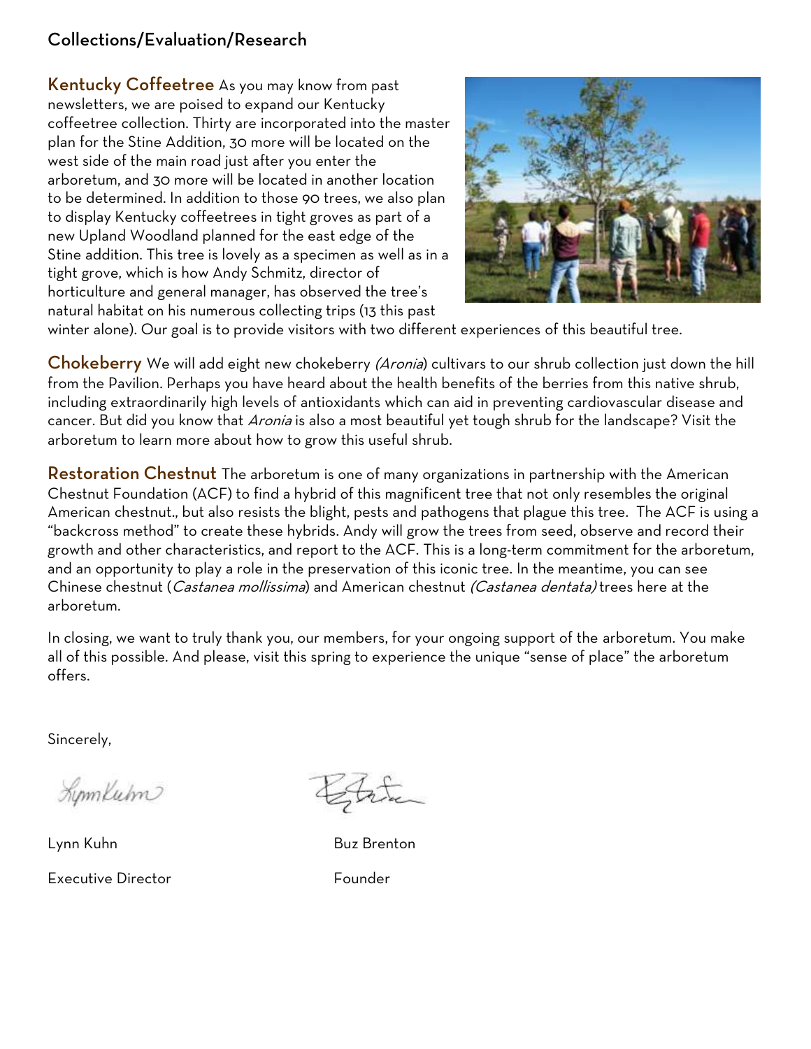## Collections/Evaluation/Research

**Kentucky Coffeetree** As you may know from past newsletters, we are poised to expand our Kentucky coffeetree collection. Thirty are incorporated into the master plan for the Stine Addition, 30 more will be located on the west side of the main road just after you enter the arboretum, and 30 more will be located in another location to be determined. In addition to those 90 trees, we also plan to display Kentucky coffeetrees in tight groves as part of a new Upland Woodland planned for the east edge of the Stine addition. This tree is lovely as a specimen as well as in a tight grove, which is how Andy Schmitz, director of horticulture and general manager, has observed the tree's natural habitat on his numerous collecting trips (13 this past winter alone). Our goal is to provide visitors with two different experiences of this beautiful tree.

**Chokeberry** We will add eight new chokeberry *(Aronia)* cultivars to our shrub collection just down the hill from the Pavilion. Perhaps you have heard about the health benefits of the berries from this native shrub, including extraordinarily high levels of antioxidants which can aid in preventing cardiovascular disease and cancer. But did you know that *Aronia* is also a most beautiful yet tough shrub for the landscape? Visit the arboretum to learn more about how to grow this useful shrub.

**Restoration Chestnut** The arboretum is one of many organizations in partnership with the American Chestnut Foundation (ACF) to find a hybrid of this magnificent tree that not only resembles the original American chestnut., but also resists the blight, pests and pathogens that plague this tree. The ACF is using a "backcross method" to create these hybrids. Andy will grow the trees from seed, observe and record their growth and other characteristics, and report to the ACF. This is a long-term commitment for the arboretum, and an opportunity to play a role in the preservation of this iconic tree. In the meantime, you can see Chinese chestnut (*Castanea mollissima*) and American chestnut *(Castanea dentata)* trees here at the arboretum.

In closing, we want to truly thank you, our members, for your ongoing support of the arboretum. You make all of this possible. And please, visit this spring to experience the unique "sense of place" the arboretum offers.

Sincerely,

Lynn Kuhn
Executive Director

Buz Brenton
Founder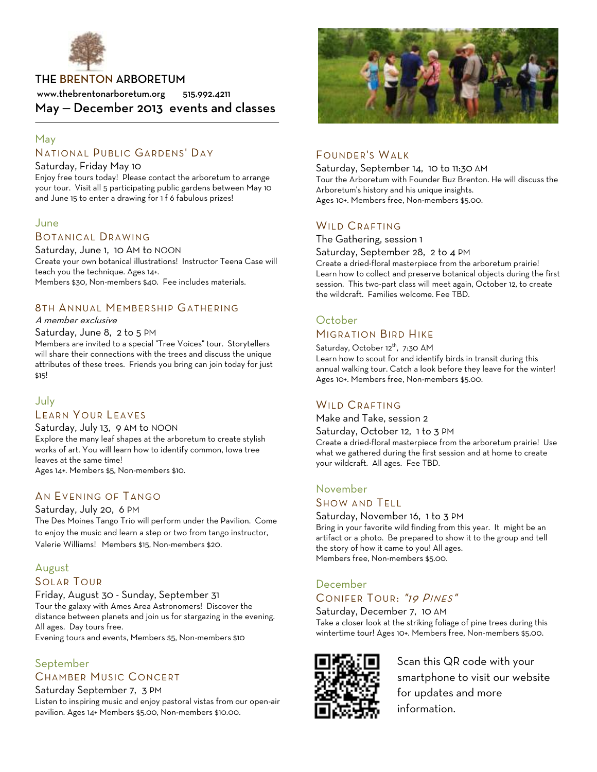# THE BRENTON ARBORETUM

www.thebrentonarboretum.org 515.992.4211

## May — December 2013 events and classes

### May

#### National Public Gardens' Day

Saturday, Friday May 10

Enjoy free tours today! Please contact the arboretum to arrange your tour. Visit all 5 participating public gardens between May 10 and June 15 to enter a drawing for 1 f 6 fabulous prizes!

### June

#### Botanical Drawing

Saturday, June 1, 10 AM to NOON

Create your own botanical illustrations! Instructor Teena Case will teach you the technique. Ages 14+.
Members $30, Non-members $40. Fee includes materials.

#### 8th Annual Membership Gathering

*A member exclusive*

Saturday, June 8, 2 to 5 PM

Members are invited to a special "Tree Voices" tour. Storytellers will share their connections with the trees and discuss the unique attributes of these trees. Friends you bring can join today for just $15!

### July

#### Learn Your Leaves

Saturday, July 13, 9 AM to NOON

Explore the many leaf shapes at the arboretum to create stylish works of art. You will learn how to identify common, Iowa tree leaves at the same time!
Ages 14+. Members $5, Non-members $10.

#### An Evening of Tango

Saturday, July 20, 6 PM

The Des Moines Tango Trio will perform under the Pavilion. Come to enjoy the music and learn a step or two from tango instructor, Valerie Williams! Members $15, Non-members $20.

### August

#### Solar Tour

Friday, August 30 - Sunday, September 31

Tour the galaxy with Ames Area Astronomers! Discover the distance between planets and join us for stargazing in the evening. All ages. Day tours free.
Evening tours and events, Members $5, Non-members $10

### September

#### Chamber Music Concert

Saturday September 7, 3 PM

Listen to inspiring music and enjoy pastoral vistas from our open-air pavilion. Ages 14+ Members $5.00, Non-members $10.00.

#### Founder's Walk

Saturday, September 14, 10 to 11:30 AM

Tour the Arboretum with Founder Buz Brenton. He will discuss the Arboretum's history and his unique insights.
Ages 10+. Members free, Non-members $5.00.

#### Wild Crafting

The Gathering, session 1

Saturday, September 28, 2 to 4 PM

Create a dried-floral masterpiece from the arboretum prairie! Learn how to collect and preserve botanical objects during the first session. This two-part class will meet again, October 12, to create the wildcraft. Families welcome. Fee TBD.

### October

#### Migration Bird Hike

Saturday, October 12th, 7:30 AM

Learn how to scout for and identify birds in transit during this annual walking tour. Catch a look before they leave for the winter! Ages 10+. Members free, Non-members $5.00.

#### Wild Crafting

Make and Take, session 2

Saturday, October 12, 1 to 3 PM

Create a dried-floral masterpiece from the arboretum prairie! Use what we gathered during the first session and at home to create your wildcraft. All ages. Fee TBD.

### November

#### Show and Tell

Saturday, November 16, 1 to 3 PM

Bring in your favorite wild finding from this year. It might be an artifact or a photo. Be prepared to show it to the group and tell the story of how it came to you! All ages.
Members free, Non-members $5.00.

### December

#### Conifer Tour: *"19 Pines"*

Saturday, December 7, 10 AM

Take a closer look at the striking foliage of pine trees during this wintertime tour! Ages 10+. Members free, Non-members $5.00.

Scan this QR code with your smartphone to visit our website for updates and more information.